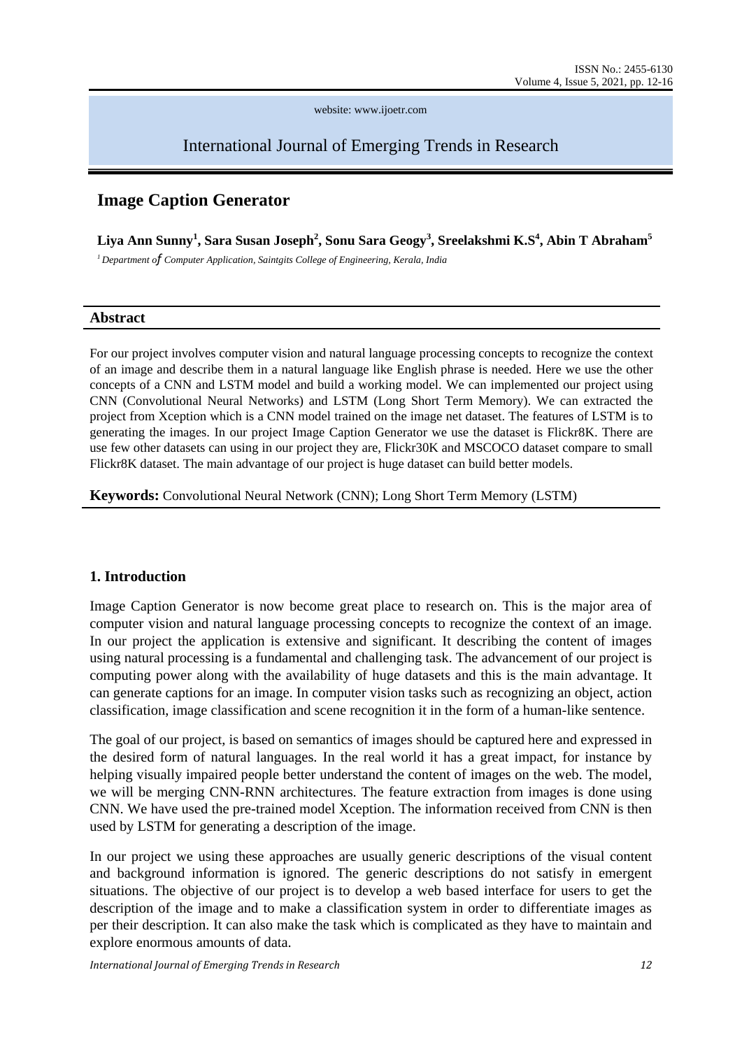website: www.ijoetr.com

International Journal of Emerging Trends in Research

# Image Caption Generator

**Liya Ann Sunny[1], Sara Susan Joseph[2], Sonu Sara Geogy[3], Sreelakshmi K.S[4], Abin T Abraham[5]**

*[1] Department of Computer Application, Saintgits College of Engineering, Kerala, India*

## Abstract

For our project involves computer vision and natural language processing concepts to recognize the context of an image and describe them in a natural language like English phrase is needed. Here we use the other concepts of a CNN and LSTM model and build a working model. We can implemented our project using CNN (Convolutional Neural Networks) and LSTM (Long Short Term Memory). We can extracted the project from Xception which is a CNN model trained on the image net dataset. The features of LSTM is to generating the images. In our project Image Caption Generator we use the dataset is Flickr8K. There are use few other datasets can using in our project they are, Flickr30K and MSCOCO dataset compare to small Flickr8K dataset. The main advantage of our project is huge dataset can build better models.

**Keywords:** Convolutional Neural Network (CNN); Long Short Term Memory (LSTM)

## 1. Introduction

Image Caption Generator is now become great place to research on. This is the major area of computer vision and natural language processing concepts to recognize the context of an image. In our project the application is extensive and significant. It describing the content of images using natural processing is a fundamental and challenging task. The advancement of our project is computing power along with the availability of huge datasets and this is the main advantage. It can generate captions for an image. In computer vision tasks such as recognizing an object, action classification, image classification and scene recognition it in the form of a human-like sentence.

The goal of our project, is based on semantics of images should be captured here and expressed in the desired form of natural languages. In the real world it has a great impact, for instance by helping visually impaired people better understand the content of images on the web. The model, we will be merging CNN-RNN architectures. The feature extraction from images is done using CNN. We have used the pre-trained model Xception. The information received from CNN is then used by LSTM for generating a description of the image.

In our project we using these approaches are usually generic descriptions of the visual content and background information is ignored. The generic descriptions do not satisfy in emergent situations. The objective of our project is to develop a web based interface for users to get the description of the image and to make a classification system in order to differentiate images as per their description. It can also make the task which is complicated as they have to maintain and explore enormous amounts of data.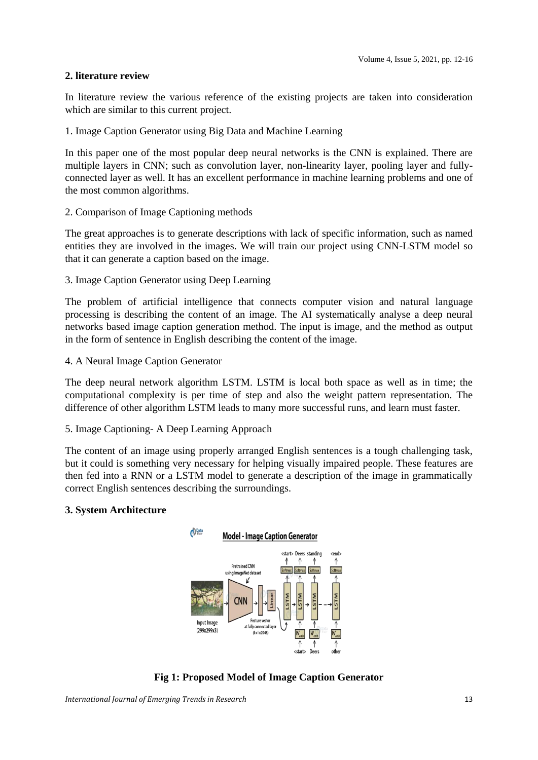## 2. literature review

In literature review the various reference of the existing projects are taken into consideration which are similar to this current project.

1. Image Caption Generator using Big Data and Machine Learning

In this paper one of the most popular deep neural networks is the CNN is explained. There are multiple layers in CNN; such as convolution layer, non-linearity layer, pooling layer and fully-connected layer as well. It has an excellent performance in machine learning problems and one of the most common algorithms.

2. Comparison of Image Captioning methods

The great approaches is to generate descriptions with lack of specific information, such as named entities they are involved in the images. We will train our project using CNN-LSTM model so that it can generate a caption based on the image.

3. Image Caption Generator using Deep Learning

The problem of artificial intelligence that connects computer vision and natural language processing is describing the content of an image. The AI systematically analyse a deep neural networks based image caption generation method. The input is image, and the method as output in the form of sentence in English describing the content of the image.

4. A Neural Image Caption Generator

The deep neural network algorithm LSTM. LSTM is local both space as well as in time; the computational complexity is per time of step and also the weight pattern representation. The difference of other algorithm LSTM leads to many more successful runs, and learn must faster.

5. Image Captioning- A Deep Learning Approach

The content of an image using properly arranged English sentences is a tough challenging task, but it could is something very necessary for helping visually impaired people. These features are then fed into a RNN or a LSTM model to generate a description of the image in grammatically correct English sentences describing the surroundings.

## 3. System Architecture

**Fig 1: Proposed Model of Image Caption Generator**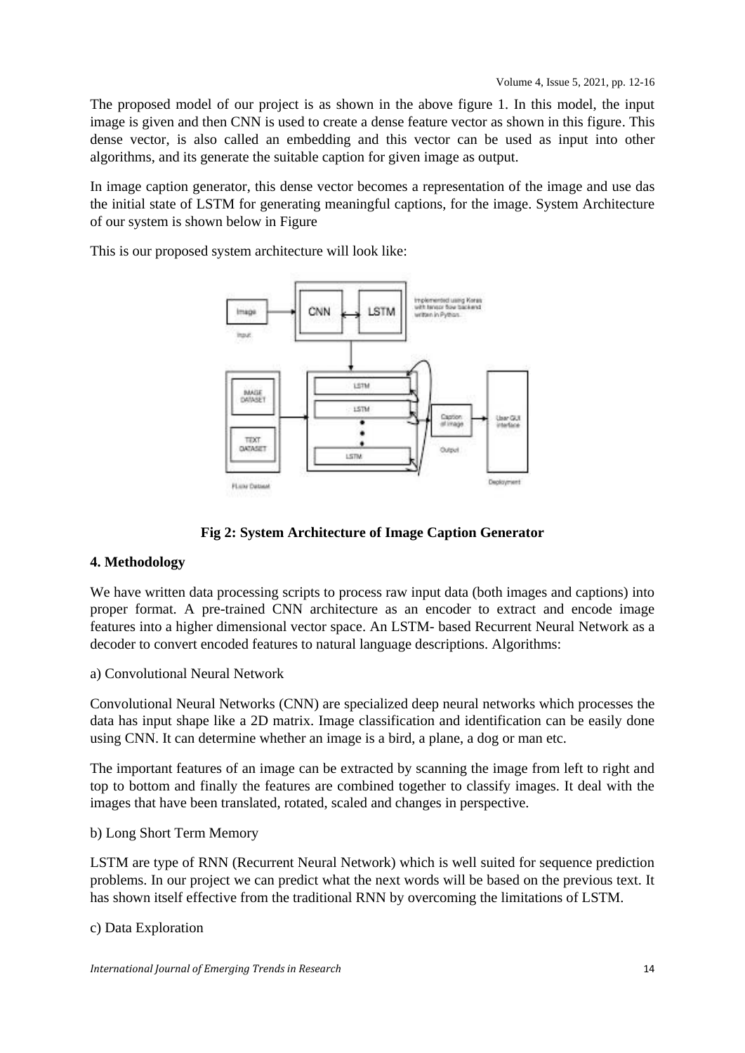The proposed model of our project is as shown in the above figure 1. In this model, the input image is given and then CNN is used to create a dense feature vector as shown in this figure. This dense vector, is also called an embedding and this vector can be used as input into other algorithms, and its generate the suitable caption for given image as output.

In image caption generator, this dense vector becomes a representation of the image and use das the initial state of LSTM for generating meaningful captions, for the image. System Architecture of our system is shown below in Figure

This is our proposed system architecture will look like:

**Fig 2: System Architecture of Image Caption Generator**

## 4. Methodology

We have written data processing scripts to process raw input data (both images and captions) into proper format. A pre-trained CNN architecture as an encoder to extract and encode image features into a higher dimensional vector space. An LSTM- based Recurrent Neural Network as a decoder to convert encoded features to natural language descriptions. Algorithms:

a) Convolutional Neural Network

Convolutional Neural Networks (CNN) are specialized deep neural networks which processes the data has input shape like a 2D matrix. Image classification and identification can be easily done using CNN. It can determine whether an image is a bird, a plane, a dog or man etc.

The important features of an image can be extracted by scanning the image from left to right and top to bottom and finally the features are combined together to classify images. It deal with the images that have been translated, rotated, scaled and changes in perspective.

b) Long Short Term Memory

LSTM are type of RNN (Recurrent Neural Network) which is well suited for sequence prediction problems. In our project we can predict what the next words will be based on the previous text. It has shown itself effective from the traditional RNN by overcoming the limitations of LSTM.

c) Data Exploration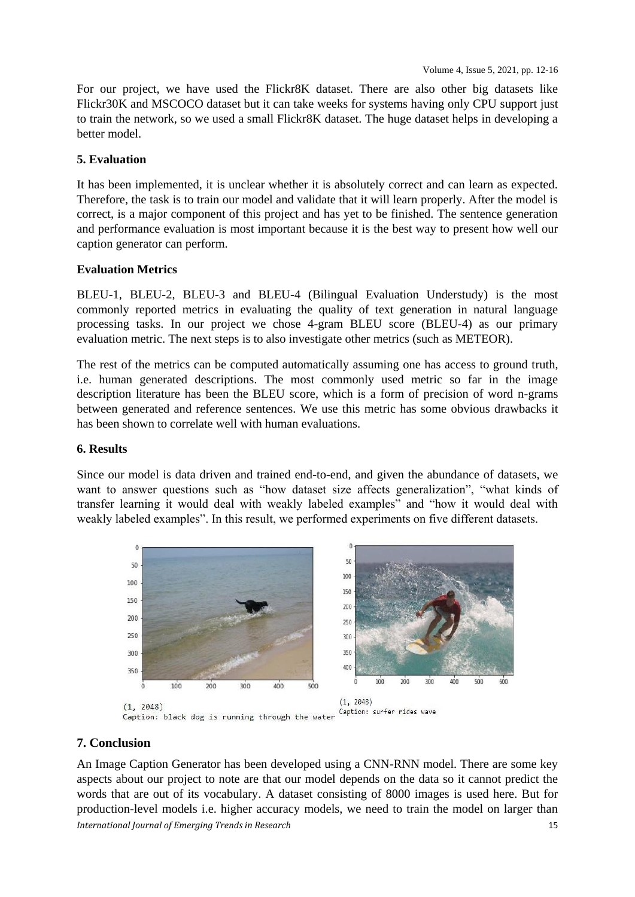For our project, we have used the Flickr8K dataset. There are also other big datasets like Flickr30K and MSCOCO dataset but it can take weeks for systems having only CPU support just to train the network, so we used a small Flickr8K dataset. The huge dataset helps in developing a better model.

## 5. Evaluation

It has been implemented, it is unclear whether it is absolutely correct and can learn as expected. Therefore, the task is to train our model and validate that it will learn properly. After the model is correct, is a major component of this project and has yet to be finished. The sentence generation and performance evaluation is most important because it is the best way to present how well our caption generator can perform.

### Evaluation Metrics

BLEU-1, BLEU-2, BLEU-3 and BLEU-4 (Bilingual Evaluation Understudy) is the most commonly reported metrics in evaluating the quality of text generation in natural language processing tasks. In our project we chose 4-gram BLEU score (BLEU-4) as our primary evaluation metric. The next steps is to also investigate other metrics (such as METEOR).

The rest of the metrics can be computed automatically assuming one has access to ground truth, i.e. human generated descriptions. The most commonly used metric so far in the image description literature has been the BLEU score, which is a form of precision of word n-grams between generated and reference sentences. We use this metric has some obvious drawbacks it has been shown to correlate well with human evaluations.

## 6. Results

Since our model is data driven and trained end-to-end, and given the abundance of datasets, we want to answer questions such as "how dataset size affects generalization", "what kinds of transfer learning it would deal with weakly labeled examples" and "how it would deal with weakly labeled examples". In this result, we performed experiments on five different datasets.

(1, 2048)
Caption: black dog is running through the water

(1, 2048)
Caption: surfer rides wave

## 7. Conclusion

An Image Caption Generator has been developed using a CNN-RNN model. There are some key aspects about our project to note are that our model depends on the data so it cannot predict the words that are out of its vocabulary. A dataset consisting of 8000 images is used here. But for production-level models i.e. higher accuracy models, we need to train the model on larger than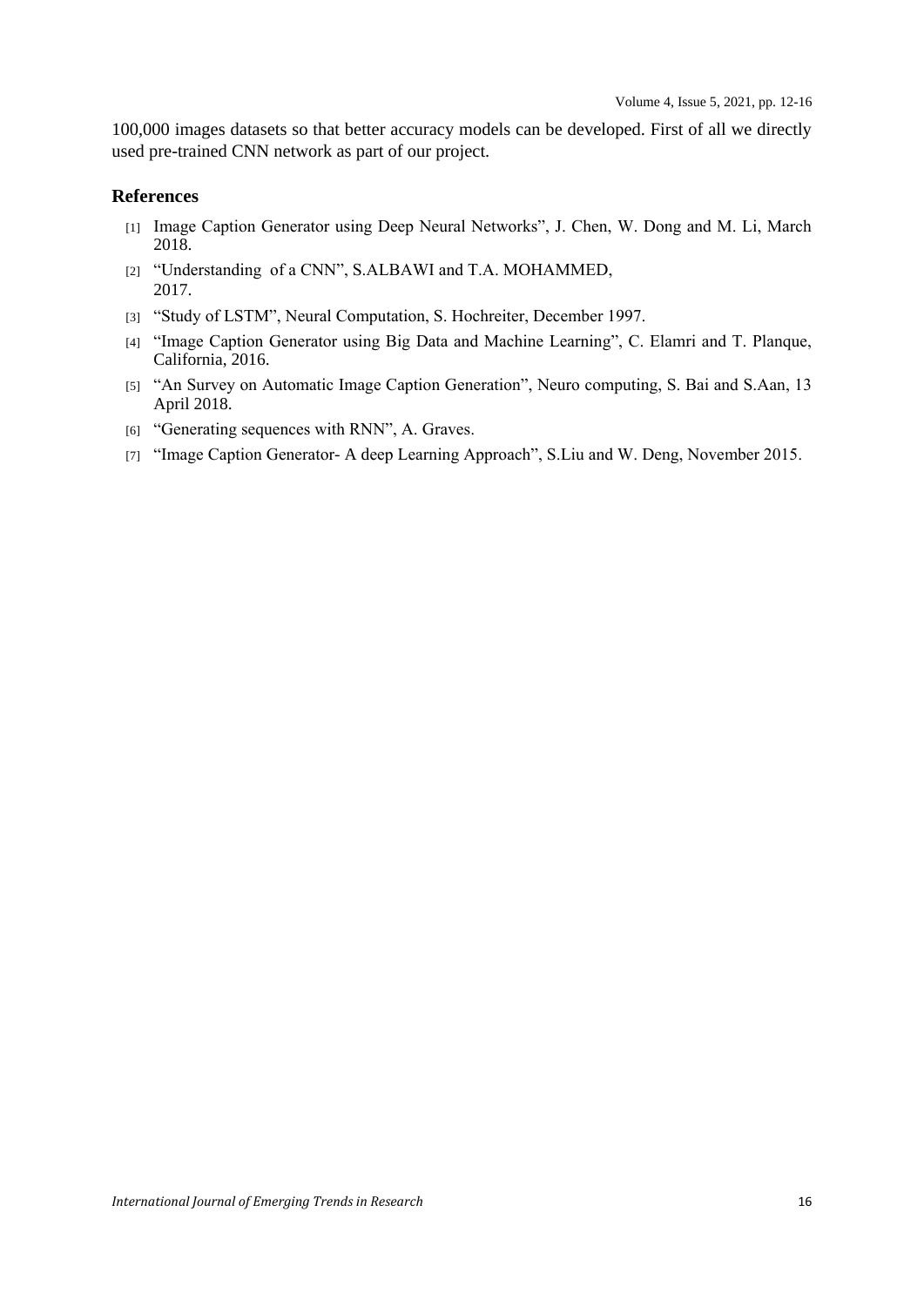100,000 images datasets so that better accuracy models can be developed. First of all we directly used pre-trained CNN network as part of our project.

## References

[1] Image Caption Generator using Deep Neural Networks", J. Chen, W. Dong and M. Li, March 2018.

[2] "Understanding of a CNN", S.ALBAWI and T.A. MOHAMMED, 2017.

[3] "Study of LSTM", Neural Computation, S. Hochreiter, December 1997.

[4] "Image Caption Generator using Big Data and Machine Learning", C. Elamri and T. Planque, California, 2016.

[5] "An Survey on Automatic Image Caption Generation", Neuro computing, S. Bai and S.Aan, 13 April 2018.

[6] "Generating sequences with RNN", A. Graves.

[7] "Image Caption Generator- A deep Learning Approach", S.Liu and W. Deng, November 2015.